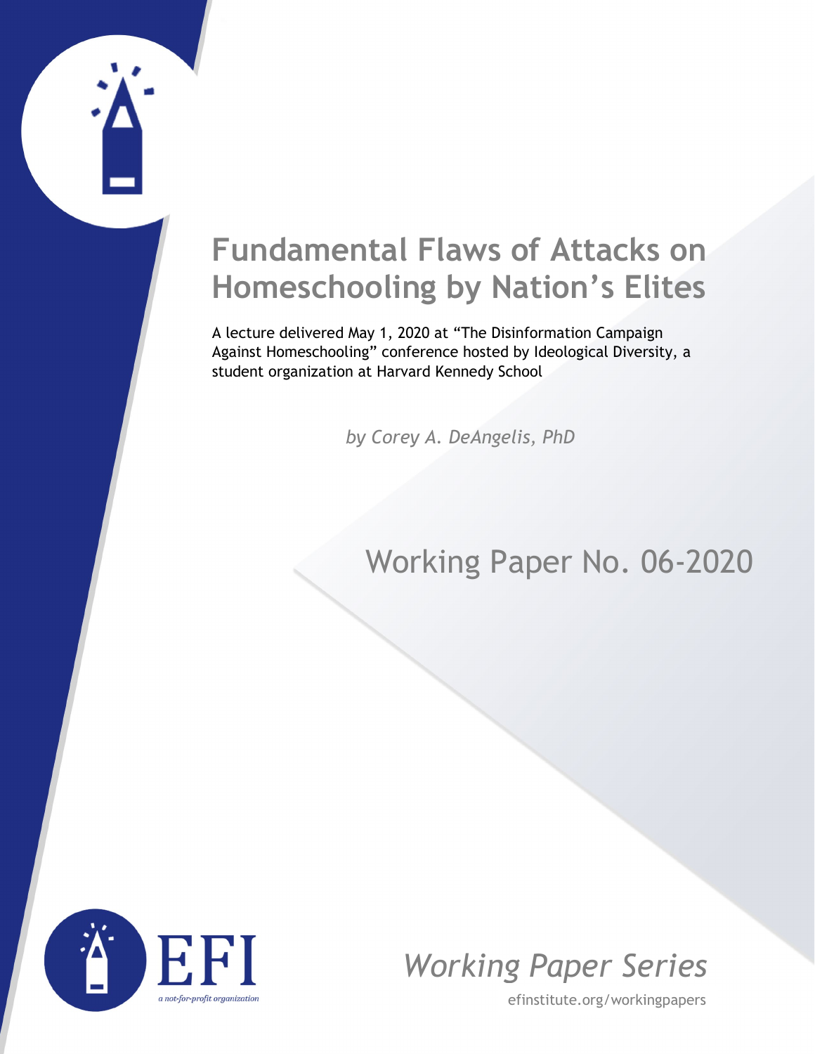# Fundamental Flaws of Attacks on Homeschooling by Nation's Elites

A lecture delivered May 1, 2020 at "The Disinformation Campaign Against Homeschooling" conference hosted by Ideological Diversity, a student organization at Harvard Kennedy School

*by Corey A. DeAngelis, PhD*

Working Paper No. 06-2020

EFI

*a not-for-profit organization*

*Working Paper Series*

efinstitute.org/workingpapers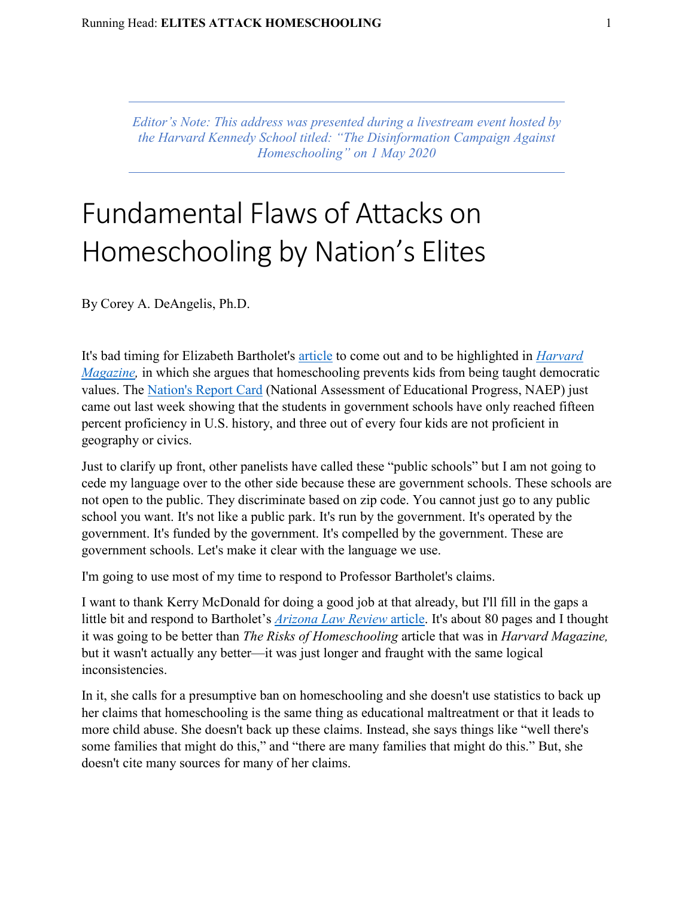*Editor's Note: This address was presented during a livestream event hosted by the Harvard Kennedy School titled: "The Disinformation Campaign Against Homeschooling" on 1 May 2020*

# Fundamental Flaws of Attacks on Homeschooling by Nation's Elites

By Corey A. DeAngelis, Ph.D.

It's bad timing for Elizabeth Bartholet's article to come out and to be highlighted in *Harvard Magazine,* in which she argues that homeschooling prevents kids from being taught democratic values. The Nation's Report Card (National Assessment of Educational Progress, NAEP) just came out last week showing that the students in government schools have only reached fifteen percent proficiency in U.S. history, and three out of every four kids are not proficient in geography or civics.

Just to clarify up front, other panelists have called these "public schools" but I am not going to cede my language over to the other side because these are government schools. These schools are not open to the public. They discriminate based on zip code. You cannot just go to any public school you want. It's not like a public park. It's run by the government. It's operated by the government. It's funded by the government. It's compelled by the government. These are government schools. Let's make it clear with the language we use.

I'm going to use most of my time to respond to Professor Bartholet's claims.

I want to thank Kerry McDonald for doing a good job at that already, but I'll fill in the gaps a little bit and respond to Bartholet's *Arizona Law Review* article. It's about 80 pages and I thought it was going to be better than *The Risks of Homeschooling* article that was in *Harvard Magazine,* but it wasn't actually any better—it was just longer and fraught with the same logical inconsistencies.

In it, she calls for a presumptive ban on homeschooling and she doesn't use statistics to back up her claims that homeschooling is the same thing as educational maltreatment or that it leads to more child abuse. She doesn't back up these claims. Instead, she says things like "well there's some families that might do this," and "there are many families that might do this." But, she doesn't cite many sources for many of her claims.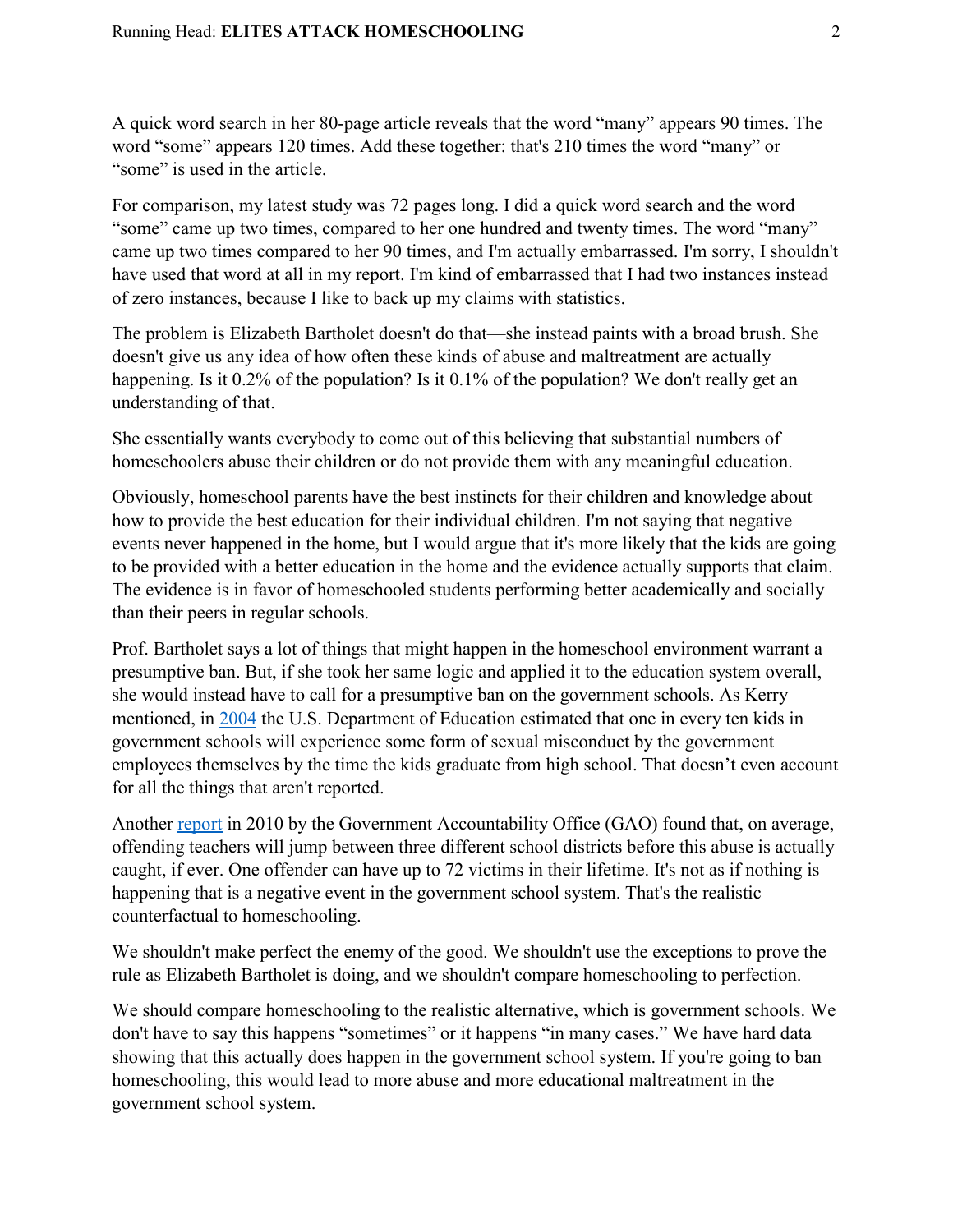A quick word search in her 80-page article reveals that the word "many" appears 90 times. The word "some" appears 120 times. Add these together: that's 210 times the word "many" or "some" is used in the article.

For comparison, my latest study was 72 pages long. I did a quick word search and the word "some" came up two times, compared to her one hundred and twenty times. The word "many" came up two times compared to her 90 times, and I'm actually embarrassed. I'm sorry, I shouldn't have used that word at all in my report. I'm kind of embarrassed that I had two instances instead of zero instances, because I like to back up my claims with statistics.

The problem is Elizabeth Bartholet doesn't do that—she instead paints with a broad brush. She doesn't give us any idea of how often these kinds of abuse and maltreatment are actually happening. Is it 0.2% of the population? Is it 0.1% of the population? We don't really get an understanding of that.

She essentially wants everybody to come out of this believing that substantial numbers of homeschoolers abuse their children or do not provide them with any meaningful education.

Obviously, homeschool parents have the best instincts for their children and knowledge about how to provide the best education for their individual children. I'm not saying that negative events never happened in the home, but I would argue that it's more likely that the kids are going to be provided with a better education in the home and the evidence actually supports that claim. The evidence is in favor of homeschooled students performing better academically and socially than their peers in regular schools.

Prof. Bartholet says a lot of things that might happen in the homeschool environment warrant a presumptive ban. But, if she took her same logic and applied it to the education system overall, she would instead have to call for a presumptive ban on the government schools. As Kerry mentioned, in 2004 the U.S. Department of Education estimated that one in every ten kids in government schools will experience some form of sexual misconduct by the government employees themselves by the time the kids graduate from high school. That doesn't even account for all the things that aren't reported.

Another report in 2010 by the Government Accountability Office (GAO) found that, on average, offending teachers will jump between three different school districts before this abuse is actually caught, if ever. One offender can have up to 72 victims in their lifetime. It's not as if nothing is happening that is a negative event in the government school system. That's the realistic counterfactual to homeschooling.

We shouldn't make perfect the enemy of the good. We shouldn't use the exceptions to prove the rule as Elizabeth Bartholet is doing, and we shouldn't compare homeschooling to perfection.

We should compare homeschooling to the realistic alternative, which is government schools. We don't have to say this happens "sometimes" or it happens "in many cases." We have hard data showing that this actually does happen in the government school system. If you're going to ban homeschooling, this would lead to more abuse and more educational maltreatment in the government school system.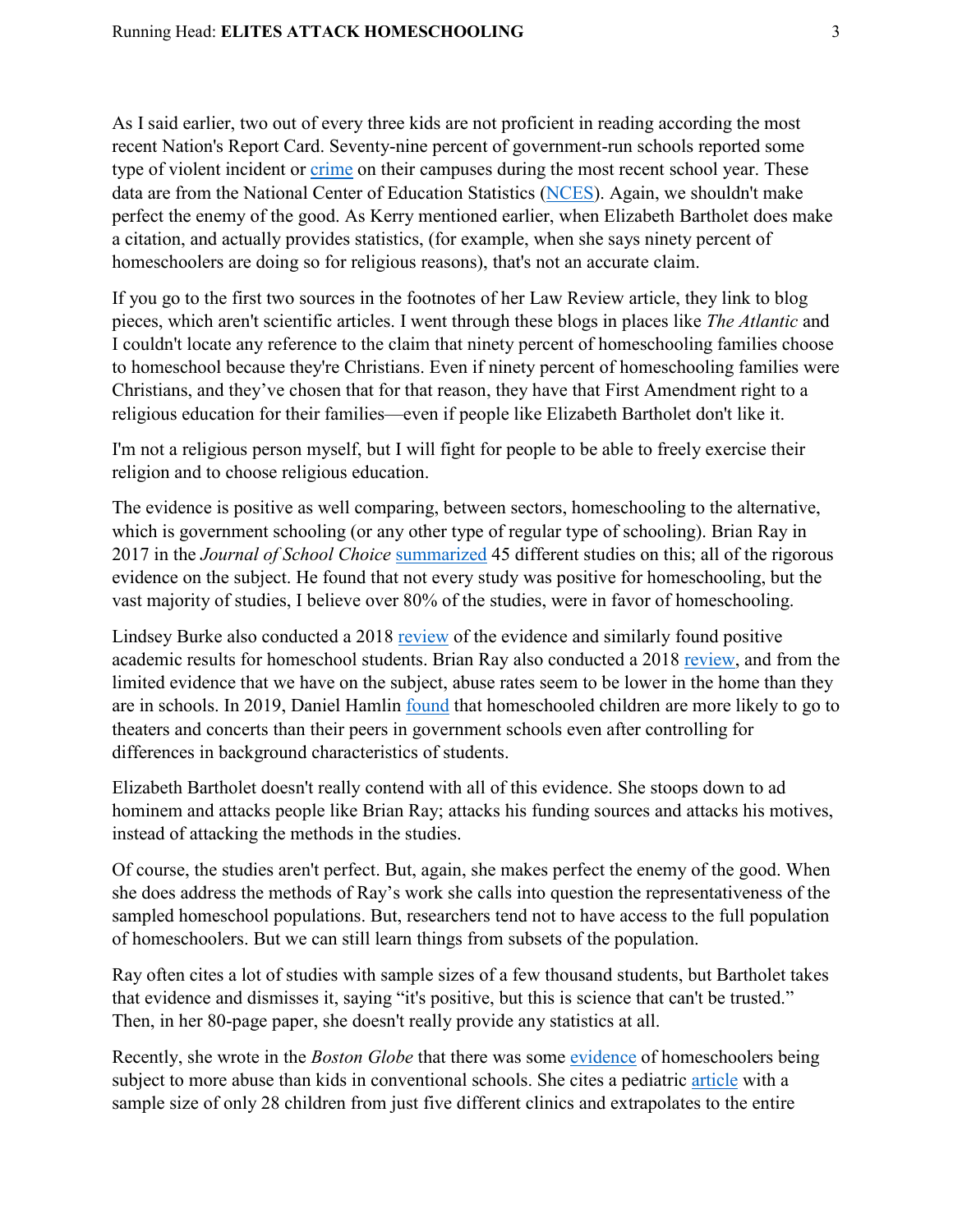As I said earlier, two out of every three kids are not proficient in reading according the most recent Nation's Report Card. Seventy-nine percent of government-run schools reported some type of violent incident or crime on their campuses during the most recent school year. These data are from the National Center of Education Statistics (NCES). Again, we shouldn't make perfect the enemy of the good. As Kerry mentioned earlier, when Elizabeth Bartholet does make a citation, and actually provides statistics, (for example, when she says ninety percent of homeschoolers are doing so for religious reasons), that's not an accurate claim.

If you go to the first two sources in the footnotes of her Law Review article, they link to blog pieces, which aren't scientific articles. I went through these blogs in places like *The Atlantic* and I couldn't locate any reference to the claim that ninety percent of homeschooling families choose to homeschool because they're Christians. Even if ninety percent of homeschooling families were Christians, and they've chosen that for that reason, they have that First Amendment right to a religious education for their families—even if people like Elizabeth Bartholet don't like it.

I'm not a religious person myself, but I will fight for people to be able to freely exercise their religion and to choose religious education.

The evidence is positive as well comparing, between sectors, homeschooling to the alternative, which is government schooling (or any other type of regular type of schooling). Brian Ray in 2017 in the *Journal of School Choice* summarized 45 different studies on this; all of the rigorous evidence on the subject. He found that not every study was positive for homeschooling, but the vast majority of studies, I believe over 80% of the studies, were in favor of homeschooling.

Lindsey Burke also conducted a 2018 review of the evidence and similarly found positive academic results for homeschool students. Brian Ray also conducted a 2018 review, and from the limited evidence that we have on the subject, abuse rates seem to be lower in the home than they are in schools. In 2019, Daniel Hamlin found that homeschooled children are more likely to go to theaters and concerts than their peers in government schools even after controlling for differences in background characteristics of students.

Elizabeth Bartholet doesn't really contend with all of this evidence. She stoops down to ad hominem and attacks people like Brian Ray; attacks his funding sources and attacks his motives, instead of attacking the methods in the studies.

Of course, the studies aren't perfect. But, again, she makes perfect the enemy of the good. When she does address the methods of Ray's work she calls into question the representativeness of the sampled homeschool populations. But, researchers tend not to have access to the full population of homeschoolers. But we can still learn things from subsets of the population.

Ray often cites a lot of studies with sample sizes of a few thousand students, but Bartholet takes that evidence and dismisses it, saying "it's positive, but this is science that can't be trusted." Then, in her 80-page paper, she doesn't really provide any statistics at all.

Recently, she wrote in the *Boston Globe* that there was some evidence of homeschoolers being subject to more abuse than kids in conventional schools. She cites a pediatric article with a sample size of only 28 children from just five different clinics and extrapolates to the entire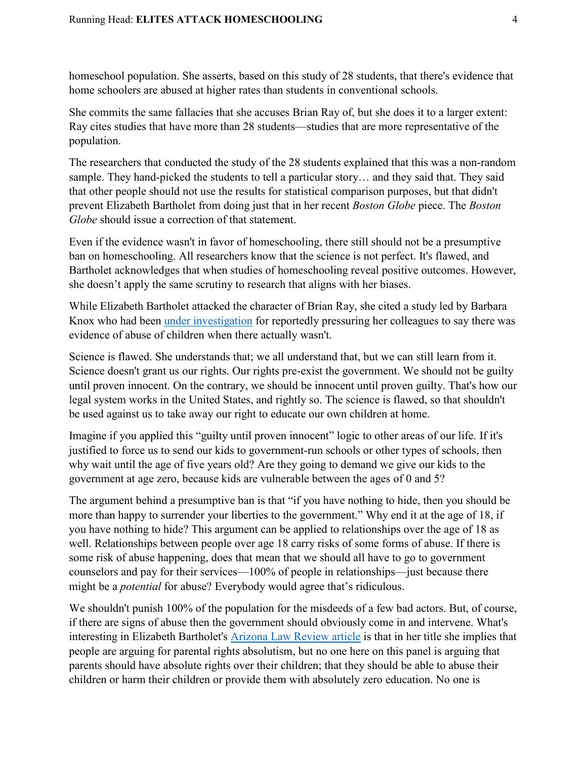homeschool population. She asserts, based on this study of 28 students, that there's evidence that home schoolers are abused at higher rates than students in conventional schools.

She commits the same fallacies that she accuses Brian Ray of, but she does it to a larger extent: Ray cites studies that have more than 28 students—studies that are more representative of the population.

The researchers that conducted the study of the 28 students explained that this was a non-random sample. They hand-picked the students to tell a particular story… and they said that. They said that other people should not use the results for statistical comparison purposes, but that didn't prevent Elizabeth Bartholet from doing just that in her recent *Boston Globe* piece. The *Boston Globe* should issue a correction of that statement.

Even if the evidence wasn't in favor of homeschooling, there still should not be a presumptive ban on homeschooling. All researchers know that the science is not perfect. It's flawed, and Bartholet acknowledges that when studies of homeschooling reveal positive outcomes. However, she doesn't apply the same scrutiny to research that aligns with her biases.

While Elizabeth Bartholet attacked the character of Brian Ray, she cited a study led by Barbara Knox who had been under investigation for reportedly pressuring her colleagues to say there was evidence of abuse of children when there actually wasn't.

Science is flawed. She understands that; we all understand that, but we can still learn from it. Science doesn't grant us our rights. Our rights pre-exist the government. We should not be guilty until proven innocent. On the contrary, we should be innocent until proven guilty. That's how our legal system works in the United States, and rightly so. The science is flawed, so that shouldn't be used against us to take away our right to educate our own children at home.

Imagine if you applied this "guilty until proven innocent" logic to other areas of our life. If it's justified to force us to send our kids to government-run schools or other types of schools, then why wait until the age of five years old? Are they going to demand we give our kids to the government at age zero, because kids are vulnerable between the ages of 0 and 5?

The argument behind a presumptive ban is that "if you have nothing to hide, then you should be more than happy to surrender your liberties to the government." Why end it at the age of 18, if you have nothing to hide? This argument can be applied to relationships over the age of 18 as well. Relationships between people over age 18 carry risks of some forms of abuse. If there is some risk of abuse happening, does that mean that we should all have to go to government counselors and pay for their services—100% of people in relationships—just because there might be a *potential* for abuse? Everybody would agree that's ridiculous.

We shouldn't punish 100% of the population for the misdeeds of a few bad actors. But, of course, if there are signs of abuse then the government should obviously come in and intervene. What's interesting in Elizabeth Bartholet's Arizona Law Review article is that in her title she implies that people are arguing for parental rights absolutism, but no one here on this panel is arguing that parents should have absolute rights over their children; that they should be able to abuse their children or harm their children or provide them with absolutely zero education. No one is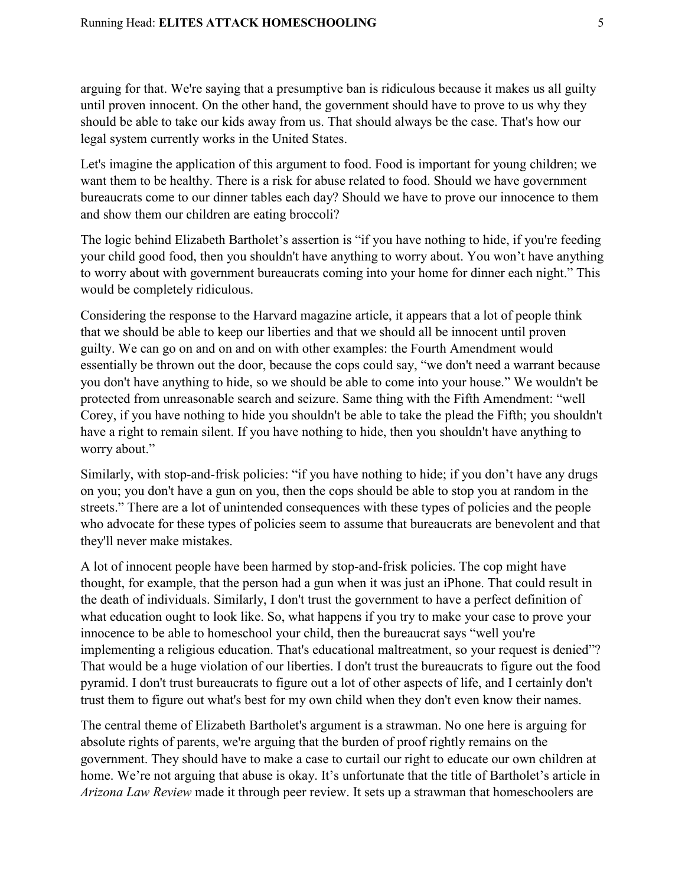arguing for that. We're saying that a presumptive ban is ridiculous because it makes us all guilty until proven innocent. On the other hand, the government should have to prove to us why they should be able to take our kids away from us. That should always be the case. That's how our legal system currently works in the United States.

Let's imagine the application of this argument to food. Food is important for young children; we want them to be healthy. There is a risk for abuse related to food. Should we have government bureaucrats come to our dinner tables each day? Should we have to prove our innocence to them and show them our children are eating broccoli?

The logic behind Elizabeth Bartholet's assertion is "if you have nothing to hide, if you're feeding your child good food, then you shouldn't have anything to worry about. You won't have anything to worry about with government bureaucrats coming into your home for dinner each night." This would be completely ridiculous.

Considering the response to the Harvard magazine article, it appears that a lot of people think that we should be able to keep our liberties and that we should all be innocent until proven guilty. We can go on and on and on with other examples: the Fourth Amendment would essentially be thrown out the door, because the cops could say, "we don't need a warrant because you don't have anything to hide, so we should be able to come into your house." We wouldn't be protected from unreasonable search and seizure. Same thing with the Fifth Amendment: "well Corey, if you have nothing to hide you shouldn't be able to take the plead the Fifth; you shouldn't have a right to remain silent. If you have nothing to hide, then you shouldn't have anything to worry about."

Similarly, with stop-and-frisk policies: "if you have nothing to hide; if you don't have any drugs on you; you don't have a gun on you, then the cops should be able to stop you at random in the streets." There are a lot of unintended consequences with these types of policies and the people who advocate for these types of policies seem to assume that bureaucrats are benevolent and that they'll never make mistakes.

A lot of innocent people have been harmed by stop-and-frisk policies. The cop might have thought, for example, that the person had a gun when it was just an iPhone. That could result in the death of individuals. Similarly, I don't trust the government to have a perfect definition of what education ought to look like. So, what happens if you try to make your case to prove your innocence to be able to homeschool your child, then the bureaucrat says "well you're implementing a religious education. That's educational maltreatment, so your request is denied"? That would be a huge violation of our liberties. I don't trust the bureaucrats to figure out the food pyramid. I don't trust bureaucrats to figure out a lot of other aspects of life, and I certainly don't trust them to figure out what's best for my own child when they don't even know their names.

The central theme of Elizabeth Bartholet's argument is a strawman. No one here is arguing for absolute rights of parents, we're arguing that the burden of proof rightly remains on the government. They should have to make a case to curtail our right to educate our own children at home. We're not arguing that abuse is okay. It's unfortunate that the title of Bartholet's article in *Arizona Law Review* made it through peer review. It sets up a strawman that homeschoolers are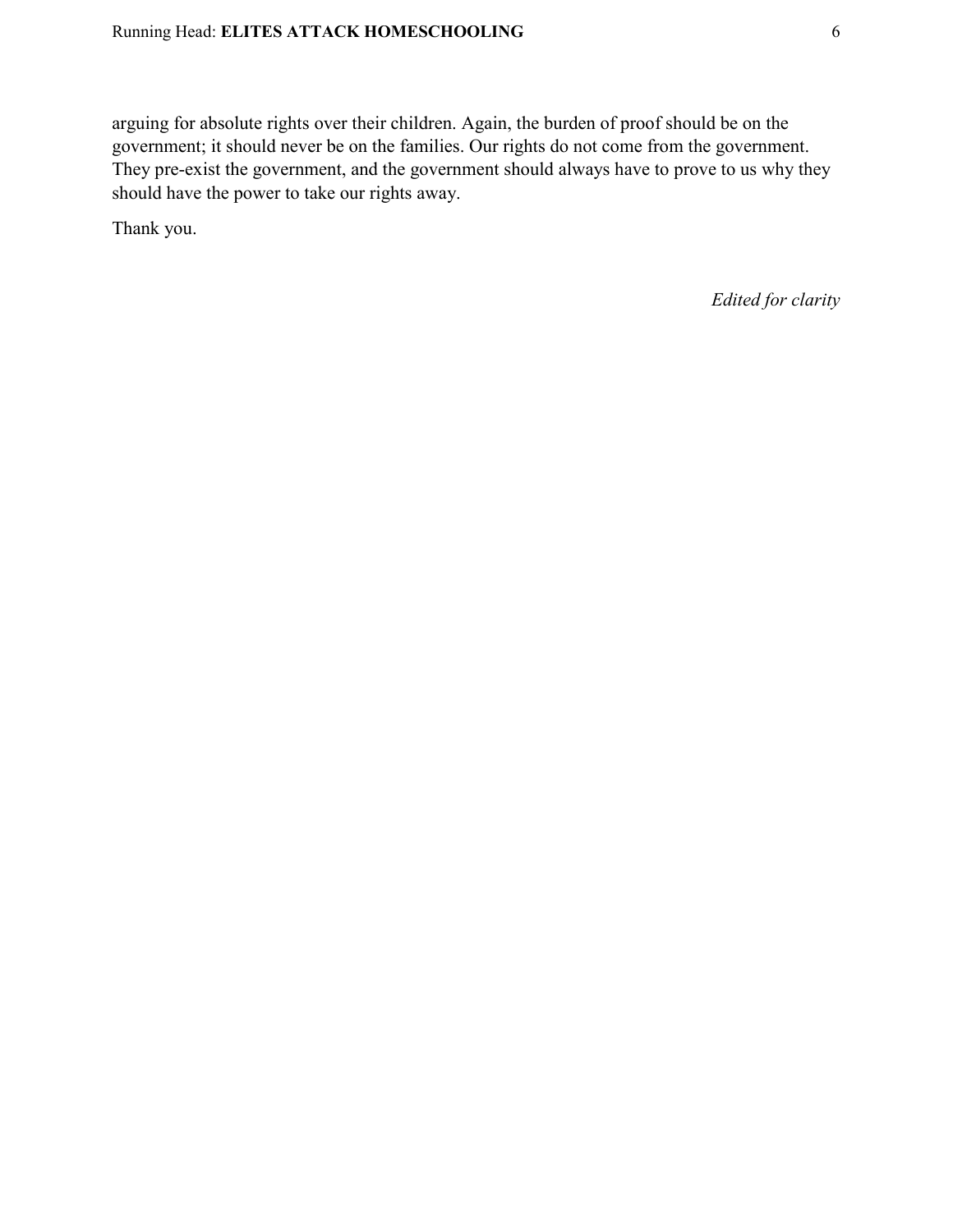arguing for absolute rights over their children. Again, the burden of proof should be on the government; it should never be on the families. Our rights do not come from the government. They pre-exist the government, and the government should always have to prove to us why they should have the power to take our rights away.

Thank you.

*Edited for clarity*